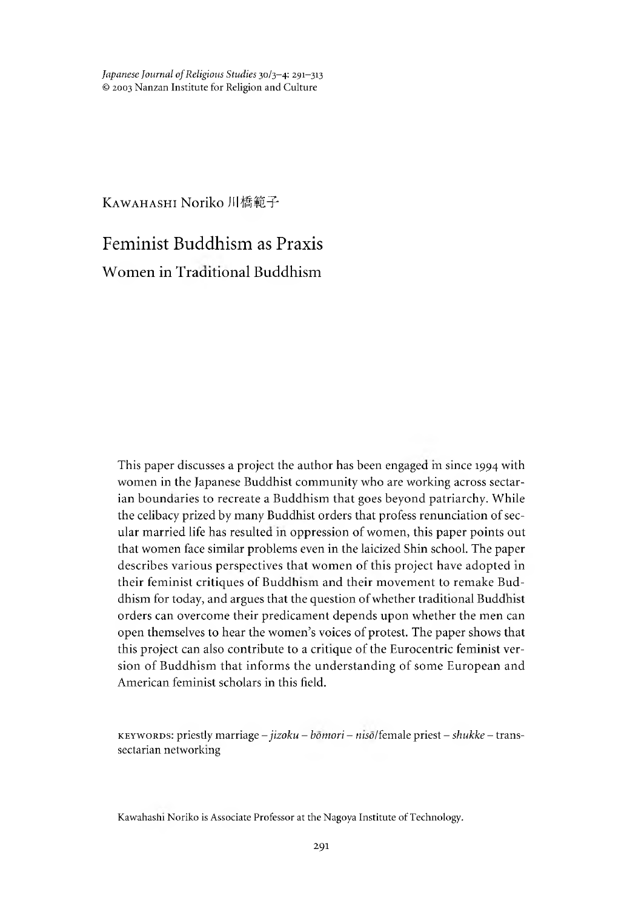KAWAHASHI Noriko 川橋範子

# Feminist Buddhism as Praxis

## Women in Traditional Buddhism

This paper discusses a project the author has been engaged in since 1994 with women in the Japanese Buddhist community who are working across sectarian boundaries to recreate a Buddhism that goes beyond patriarchy. While the celibacy prized by many Buddhist orders that profess renunciation of secular married life has resulted in oppression of women, this paper points out that women face similar problems even in the laicized Shin school. The paper describes various perspectives that women of this project have adopted in their feminist critiques of Buddhism and their movement to remake Buddhism for today, and argues that the question of whether traditional Buddhist orders can overcome their predicament depends upon whether the men can open themselves to hear the women's voices of protest. The paper shows that this project can also contribute to a critique of the Eurocentric feminist version of Buddhism that informs the understanding of some European and American feminist scholars in this field.

KEYWORDS: priestly marriage – *jizoku* – *bōmori* – *nisō*/female priest – *shukke* – trans-sectarian networking

Kawahashi Noriko is Associate Professor at the Nagoya Institute of Technology.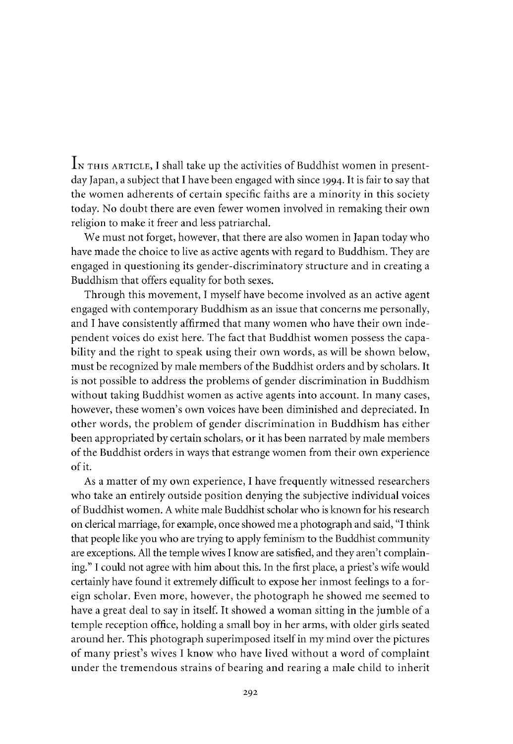In this article, I shall take up the activities of Buddhist women in present-day Japan, a subject that I have been engaged with since 1994. It is fair to say that the women adherents of certain specific faiths are a minority in this society today. No doubt there are even fewer women involved in remaking their own religion to make it freer and less patriarchal.

We must not forget, however, that there are also women in Japan today who have made the choice to live as active agents with regard to Buddhism. They are engaged in questioning its gender-discriminatory structure and in creating a Buddhism that offers equality for both sexes.

Through this movement, I myself have become involved as an active agent engaged with contemporary Buddhism as an issue that concerns me personally, and I have consistently affirmed that many women who have their own independent voices do exist here. The fact that Buddhist women possess the capability and the right to speak using their own words, as will be shown below, must be recognized by male members of the Buddhist orders and by scholars. It is not possible to address the problems of gender discrimination in Buddhism without taking Buddhist women as active agents into account. In many cases, however, these women's own voices have been diminished and depreciated. In other words, the problem of gender discrimination in Buddhism has either been appropriated by certain scholars, or it has been narrated by male members of the Buddhist orders in ways that estrange women from their own experience of it.

As a matter of my own experience, I have frequently witnessed researchers who take an entirely outside position denying the subjective individual voices of Buddhist women. A white male Buddhist scholar who is known for his research on clerical marriage, for example, once showed me a photograph and said, "I think that people like you who are trying to apply feminism to the Buddhist community are exceptions. All the temple wives I know are satisfied, and they aren't complaining." I could not agree with him about this. In the first place, a priest's wife would certainly have found it extremely difficult to expose her inmost feelings to a foreign scholar. Even more, however, the photograph he showed me seemed to have a great deal to say in itself. It showed a woman sitting in the jumble of a temple reception office, holding a small boy in her arms, with older girls seated around her. This photograph superimposed itself in my mind over the pictures of many priest's wives I know who have lived without a word of complaint under the tremendous strains of bearing and rearing a male child to inherit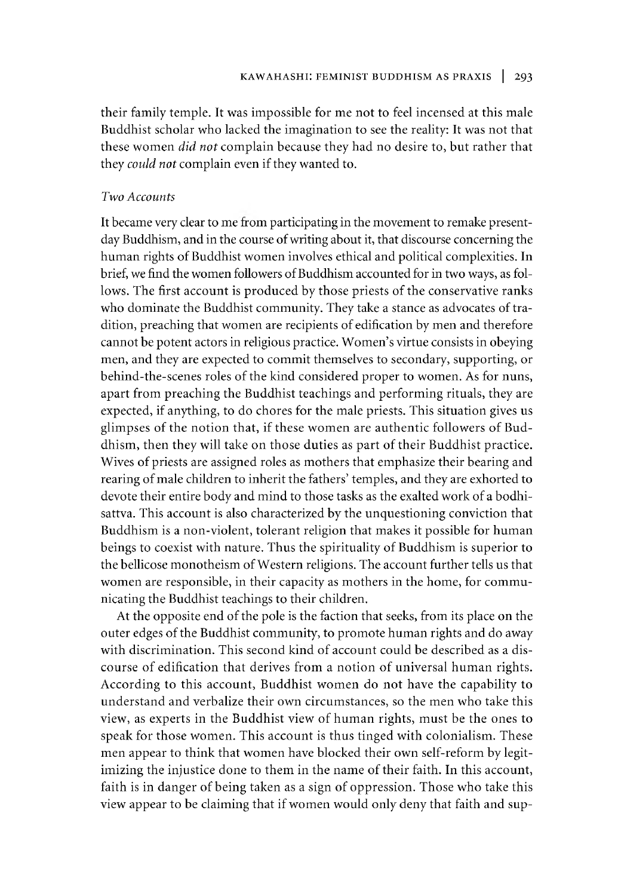their family temple. It was impossible for me not to feel incensed at this male Buddhist scholar who lacked the imagination to see the reality: It was not that these women *did not* complain because they had no desire to, but rather that they *could not* complain even if they wanted to.

### *Two Accounts*

It became very clear to me from participating in the movement to remake present-day Buddhism, and in the course of writing about it, that discourse concerning the human rights of Buddhist women involves ethical and political complexities. In brief, we find the women followers of Buddhism accounted for in two ways, as follows. The first account is produced by those priests of the conservative ranks who dominate the Buddhist community. They take a stance as advocates of tradition, preaching that women are recipients of edification by men and therefore cannot be potent actors in religious practice. Women's virtue consists in obeying men, and they are expected to commit themselves to secondary, supporting, or behind-the-scenes roles of the kind considered proper to women. As for nuns, apart from preaching the Buddhist teachings and performing rituals, they are expected, if anything, to do chores for the male priests. This situation gives us glimpses of the notion that, if these women are authentic followers of Buddhism, then they will take on those duties as part of their Buddhist practice. Wives of priests are assigned roles as mothers that emphasize their bearing and rearing of male children to inherit the fathers' temples, and they are exhorted to devote their entire body and mind to those tasks as the exalted work of a bodhisattva. This account is also characterized by the unquestioning conviction that Buddhism is a non-violent, tolerant religion that makes it possible for human beings to coexist with nature. Thus the spirituality of Buddhism is superior to the bellicose monotheism of Western religions. The account further tells us that women are responsible, in their capacity as mothers in the home, for communicating the Buddhist teachings to their children.

At the opposite end of the pole is the faction that seeks, from its place on the outer edges of the Buddhist community, to promote human rights and do away with discrimination. This second kind of account could be described as a discourse of edification that derives from a notion of universal human rights. According to this account, Buddhist women do not have the capability to understand and verbalize their own circumstances, so the men who take this view, as experts in the Buddhist view of human rights, must be the ones to speak for those women. This account is thus tinged with colonialism. These men appear to think that women have blocked their own self-reform by legitimizing the injustice done to them in the name of their faith. In this account, faith is in danger of being taken as a sign of oppression. Those who take this view appear to be claiming that if women would only deny that faith and sup-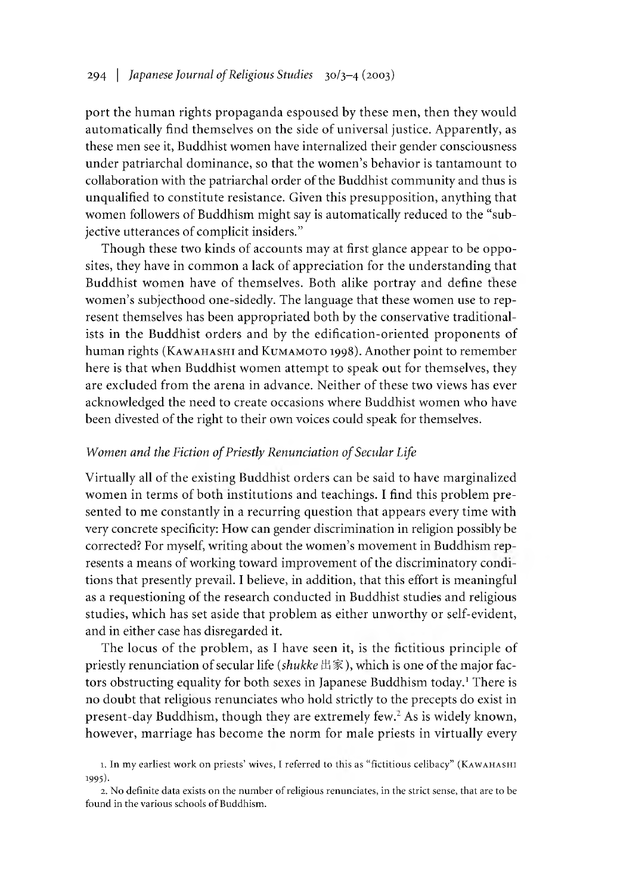port the human rights propaganda espoused by these men, then they would automatically find themselves on the side of universal justice. Apparently, as these men see it, Buddhist women have internalized their gender consciousness under patriarchal dominance, so that the women's behavior is tantamount to collaboration with the patriarchal order of the Buddhist community and thus is unqualified to constitute resistance. Given this presupposition, anything that women followers of Buddhism might say is automatically reduced to the "subjective utterances of complicit insiders."

Though these two kinds of accounts may at first glance appear to be opposites, they have in common a lack of appreciation for the understanding that Buddhist women have of themselves. Both alike portray and define these women's subjecthood one-sidedly. The language that these women use to represent themselves has been appropriated both by the conservative traditionalists in the Buddhist orders and by the edification-oriented proponents of human rights (Kawahashi and Kumamoto 1998). Another point to remember here is that when Buddhist women attempt to speak out for themselves, they are excluded from the arena in advance. Neither of these two views has ever acknowledged the need to create occasions where Buddhist women who have been divested of the right to their own voices could speak for themselves.

### *Women and the Fiction of Priestly Renunciation of Secular Life*

Virtually all of the existing Buddhist orders can be said to have marginalized women in terms of both institutions and teachings. I find this problem presented to me constantly in a recurring question that appears every time with very concrete specificity: How can gender discrimination in religion possibly be corrected? For myself, writing about the women's movement in Buddhism represents a means of working toward improvement of the discriminatory conditions that presently prevail. I believe, in addition, that this effort is meaningful as a requestioning of the research conducted in Buddhist studies and religious studies, which has set aside that problem as either unworthy or self-evident, and in either case has disregarded it.

The locus of the problem, as I have seen it, is the fictitious principle of priestly renunciation of secular life (*shukke* 出家), which is one of the major factors obstructing equality for both sexes in Japanese Buddhism today.[1] There is no doubt that religious renunciates who hold strictly to the precepts do exist in present-day Buddhism, though they are extremely few.[2] As is widely known, however, marriage has become the norm for male priests in virtually every

1. In my earliest work on priests' wives, I referred to this as "fictitious celibacy" (Kawahashi 1995).

2. No definite data exists on the number of religious renunciates, in the strict sense, that are to be found in the various schools of Buddhism.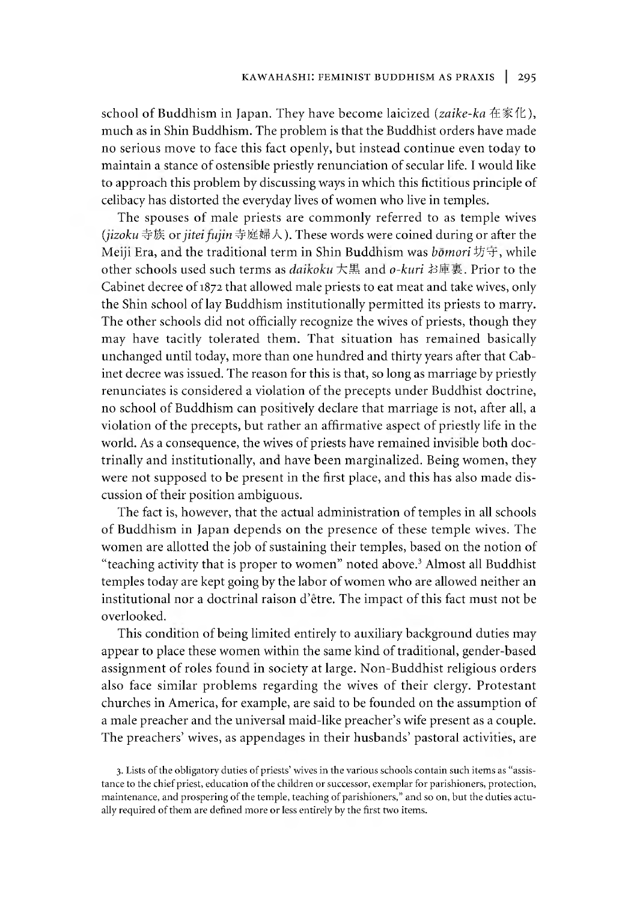school of Buddhism in Japan. They have become laicized (*zaike-ka* 在家化), much as in Shin Buddhism. The problem is that the Buddhist orders have made no serious move to face this fact openly, but instead continue even today to maintain a stance of ostensible priestly renunciation of secular life. I would like to approach this problem by discussing ways in which this fictitious principle of celibacy has distorted the everyday lives of women who live in temples.

The spouses of male priests are commonly referred to as temple wives (*jizoku* 寺族 or *jitei fujin* 寺庭婦人). These words were coined during or after the Meiji Era, and the traditional term in Shin Buddhism was *bōmori* 坊守, while other schools used such terms as *daikoku* 大黒 and *o-kuri* お庫裏. Prior to the Cabinet decree of 1872 that allowed male priests to eat meat and take wives, only the Shin school of lay Buddhism institutionally permitted its priests to marry. The other schools did not officially recognize the wives of priests, though they may have tacitly tolerated them. That situation has remained basically unchanged until today, more than one hundred and thirty years after that Cabinet decree was issued. The reason for this is that, so long as marriage by priestly renunciates is considered a violation of the precepts under Buddhist doctrine, no school of Buddhism can positively declare that marriage is not, after all, a violation of the precepts, but rather an affirmative aspect of priestly life in the world. As a consequence, the wives of priests have remained invisible both doctrinally and institutionally, and have been marginalized. Being women, they were not supposed to be present in the first place, and this has also made discussion of their position ambiguous.

The fact is, however, that the actual administration of temples in all schools of Buddhism in Japan depends on the presence of these temple wives. The women are allotted the job of sustaining their temples, based on the notion of "teaching activity that is proper to women" noted above.[3] Almost all Buddhist temples today are kept going by the labor of women who are allowed neither an institutional nor a doctrinal raison d'être. The impact of this fact must not be overlooked.

This condition of being limited entirely to auxiliary background duties may appear to place these women within the same kind of traditional, gender-based assignment of roles found in society at large. Non-Buddhist religious orders also face similar problems regarding the wives of their clergy. Protestant churches in America, for example, are said to be founded on the assumption of a male preacher and the universal maid-like preacher's wife present as a couple. The preachers' wives, as appendages in their husbands' pastoral activities, are

3. Lists of the obligatory duties of priests' wives in the various schools contain such items as "assistance to the chief priest, education of the children or successor, exemplar for parishioners, protection, maintenance, and prospering of the temple, teaching of parishioners," and so on, but the duties actually required of them are defined more or less entirely by the first two items.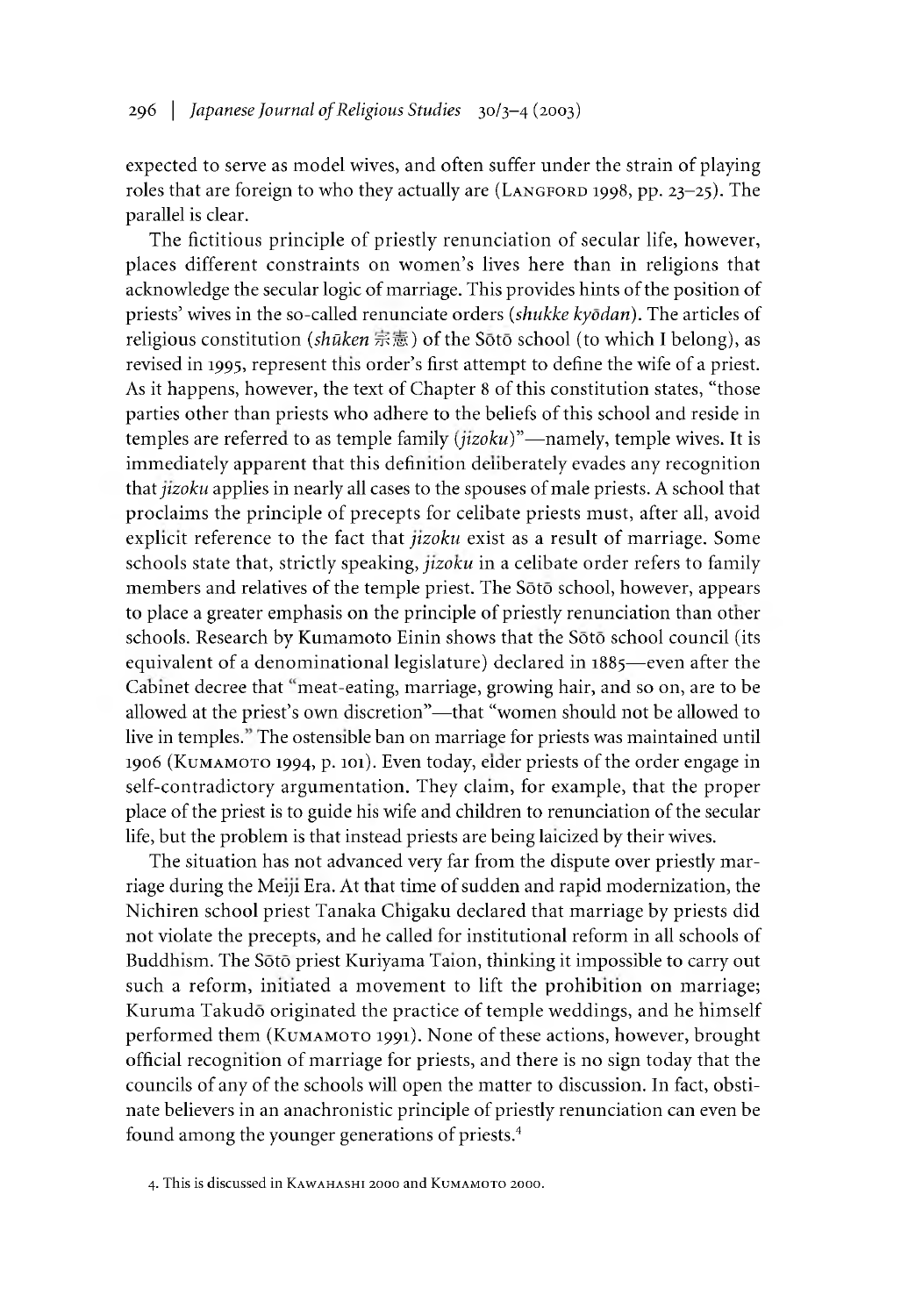expected to serve as model wives, and often suffer under the strain of playing roles that are foreign to who they actually are (Langford 1998, pp. 23–25). The parallel is clear.

The fictitious principle of priestly renunciation of secular life, however, places different constraints on women's lives here than in religions that acknowledge the secular logic of marriage. This provides hints of the position of priests' wives in the so-called renunciate orders (*shukke kyōdan*). The articles of religious constitution (*shūken* 宗憲) of the Sōtō school (to which I belong), as revised in 1995, represent this order's first attempt to define the wife of a priest. As it happens, however, the text of Chapter 8 of this constitution states, "those parties other than priests who adhere to the beliefs of this school and reside in temples are referred to as temple family (*jizoku*)"—namely, temple wives. It is immediately apparent that this definition deliberately evades any recognition that *jizoku* applies in nearly all cases to the spouses of male priests. A school that proclaims the principle of precepts for celibate priests must, after all, avoid explicit reference to the fact that *jizoku* exist as a result of marriage. Some schools state that, strictly speaking, *jizoku* in a celibate order refers to family members and relatives of the temple priest. The Sōtō school, however, appears to place a greater emphasis on the principle of priestly renunciation than other schools. Research by Kumamoto Einin shows that the Sōtō school council (its equivalent of a denominational legislature) declared in 1885—even after the Cabinet decree that "meat-eating, marriage, growing hair, and so on, are to be allowed at the priest's own discretion"—that "women should not be allowed to live in temples." The ostensible ban on marriage for priests was maintained until 1906 (Kumamoto 1994, p. 101). Even today, elder priests of the order engage in self-contradictory argumentation. They claim, for example, that the proper place of the priest is to guide his wife and children to renunciation of the secular life, but the problem is that instead priests are being laicized by their wives.

The situation has not advanced very far from the dispute over priestly marriage during the Meiji Era. At that time of sudden and rapid modernization, the Nichiren school priest Tanaka Chigaku declared that marriage by priests did not violate the precepts, and he called for institutional reform in all schools of Buddhism. The Sōtō priest Kuriyama Taion, thinking it impossible to carry out such a reform, initiated a movement to lift the prohibition on marriage; Kuruma Takudō originated the practice of temple weddings, and he himself performed them (Kumamoto 1991). None of these actions, however, brought official recognition of marriage for priests, and there is no sign today that the councils of any of the schools will open the matter to discussion. In fact, obstinate believers in an anachronistic principle of priestly renunciation can even be found among the younger generations of priests.[4]

4. This is discussed in Kawahashi 2000 and Kumamoto 2000.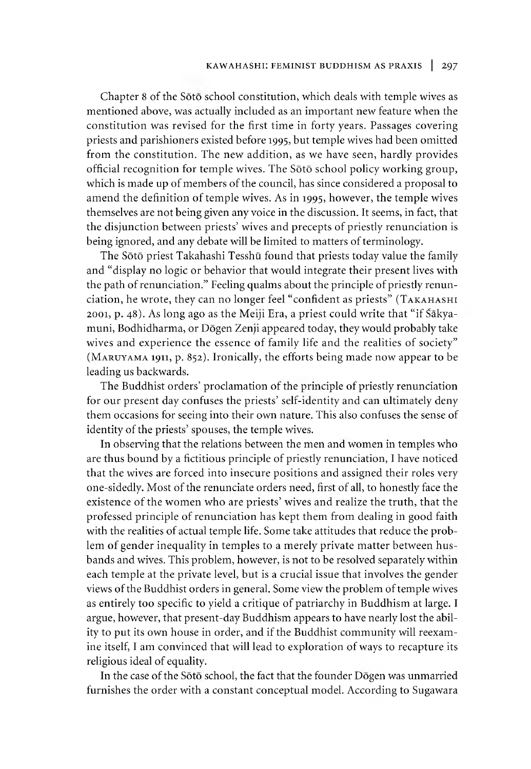Chapter 8 of the Sōtō school constitution, which deals with temple wives as mentioned above, was actually included as an important new feature when the constitution was revised for the first time in forty years. Passages covering priests and parishioners existed before 1995, but temple wives had been omitted from the constitution. The new addition, as we have seen, hardly provides official recognition for temple wives. The Sōtō school policy working group, which is made up of members of the council, has since considered a proposal to amend the definition of temple wives. As in 1995, however, the temple wives themselves are not being given any voice in the discussion. It seems, in fact, that the disjunction between priests' wives and precepts of priestly renunciation is being ignored, and any debate will be limited to matters of terminology.

The Sōtō priest Takahashi Tesshū found that priests today value the family and "display no logic or behavior that would integrate their present lives with the path of renunciation." Feeling qualms about the principle of priestly renunciation, he wrote, they can no longer feel "confident as priests" (Takahashi 2001, p. 48). As long ago as the Meiji Era, a priest could write that "if Śākyamuni, Bodhidharma, or Dōgen Zenji appeared today, they would probably take wives and experience the essence of family life and the realities of society" (Maruyama 1911, p. 852). Ironically, the efforts being made now appear to be leading us backwards.

The Buddhist orders' proclamation of the principle of priestly renunciation for our present day confuses the priests' self-identity and can ultimately deny them occasions for seeing into their own nature. This also confuses the sense of identity of the priests' spouses, the temple wives.

In observing that the relations between the men and women in temples who are thus bound by a fictitious principle of priestly renunciation, I have noticed that the wives are forced into insecure positions and assigned their roles very one-sidedly. Most of the renunciate orders need, first of all, to honestly face the existence of the women who are priests' wives and realize the truth, that the professed principle of renunciation has kept them from dealing in good faith with the realities of actual temple life. Some take attitudes that reduce the problem of gender inequality in temples to a merely private matter between husbands and wives. This problem, however, is not to be resolved separately within each temple at the private level, but is a crucial issue that involves the gender views of the Buddhist orders in general. Some view the problem of temple wives as entirely too specific to yield a critique of patriarchy in Buddhism at large. I argue, however, that present-day Buddhism appears to have nearly lost the ability to put its own house in order, and if the Buddhist community will reexamine itself, I am convinced that will lead to exploration of ways to recapture its religious ideal of equality.

In the case of the Sōtō school, the fact that the founder Dōgen was unmarried furnishes the order with a constant conceptual model. According to Sugawara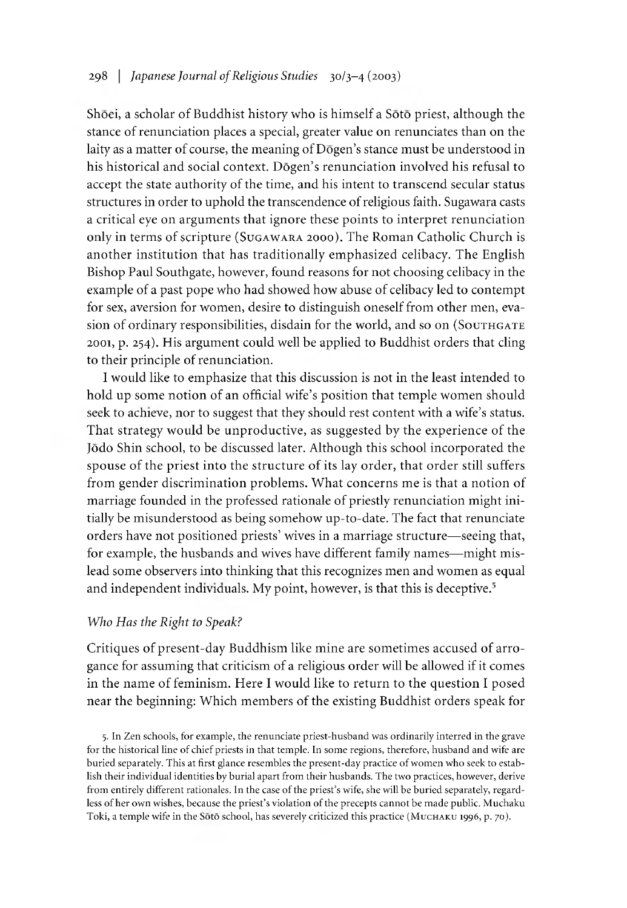Shōei, a scholar of Buddhist history who is himself a Sōtō priest, although the stance of renunciation places a special, greater value on renunciates than on the laity as a matter of course, the meaning of Dōgen's stance must be understood in his historical and social context. Dōgen's renunciation involved his refusal to accept the state authority of the time, and his intent to transcend secular status structures in order to uphold the transcendence of religious faith. Sugawara casts a critical eye on arguments that ignore these points to interpret renunciation only in terms of scripture (SUGAWARA 2000). The Roman Catholic Church is another institution that has traditionally emphasized celibacy. The English Bishop Paul Southgate, however, found reasons for not choosing celibacy in the example of a past pope who had showed how abuse of celibacy led to contempt for sex, aversion for women, desire to distinguish oneself from other men, evasion of ordinary responsibilities, disdain for the world, and so on (SOUTHGATE 2001, p. 254). His argument could well be applied to Buddhist orders that cling to their principle of renunciation.

I would like to emphasize that this discussion is not in the least intended to hold up some notion of an official wife's position that temple women should seek to achieve, nor to suggest that they should rest content with a wife's status. That strategy would be unproductive, as suggested by the experience of the Jōdo Shin school, to be discussed later. Although this school incorporated the spouse of the priest into the structure of its lay order, that order still suffers from gender discrimination problems. What concerns me is that a notion of marriage founded in the professed rationale of priestly renunciation might initially be misunderstood as being somehow up-to-date. The fact that renunciate orders have not positioned priests' wives in a marriage structure—seeing that, for example, the husbands and wives have different family names—might mislead some observers into thinking that this recognizes men and women as equal and independent individuals. My point, however, is that this is deceptive.[5]

### *Who Has the Right to Speak?*

Critiques of present-day Buddhism like mine are sometimes accused of arrogance for assuming that criticism of a religious order will be allowed if it comes in the name of feminism. Here I would like to return to the question I posed near the beginning: Which members of the existing Buddhist orders speak for

5. In Zen schools, for example, the renunciate priest-husband was ordinarily interred in the grave for the historical line of chief priests in that temple. In some regions, therefore, husband and wife are buried separately. This at first glance resembles the present-day practice of women who seek to establish their individual identities by burial apart from their husbands. The two practices, however, derive from entirely different rationales. In the case of the priest's wife, she will be buried separately, regardless of her own wishes, because the priest's violation of the precepts cannot be made public. Muchaku Toki, a temple wife in the Sōtō school, has severely criticized this practice (MUCHAKU 1996, p. 70).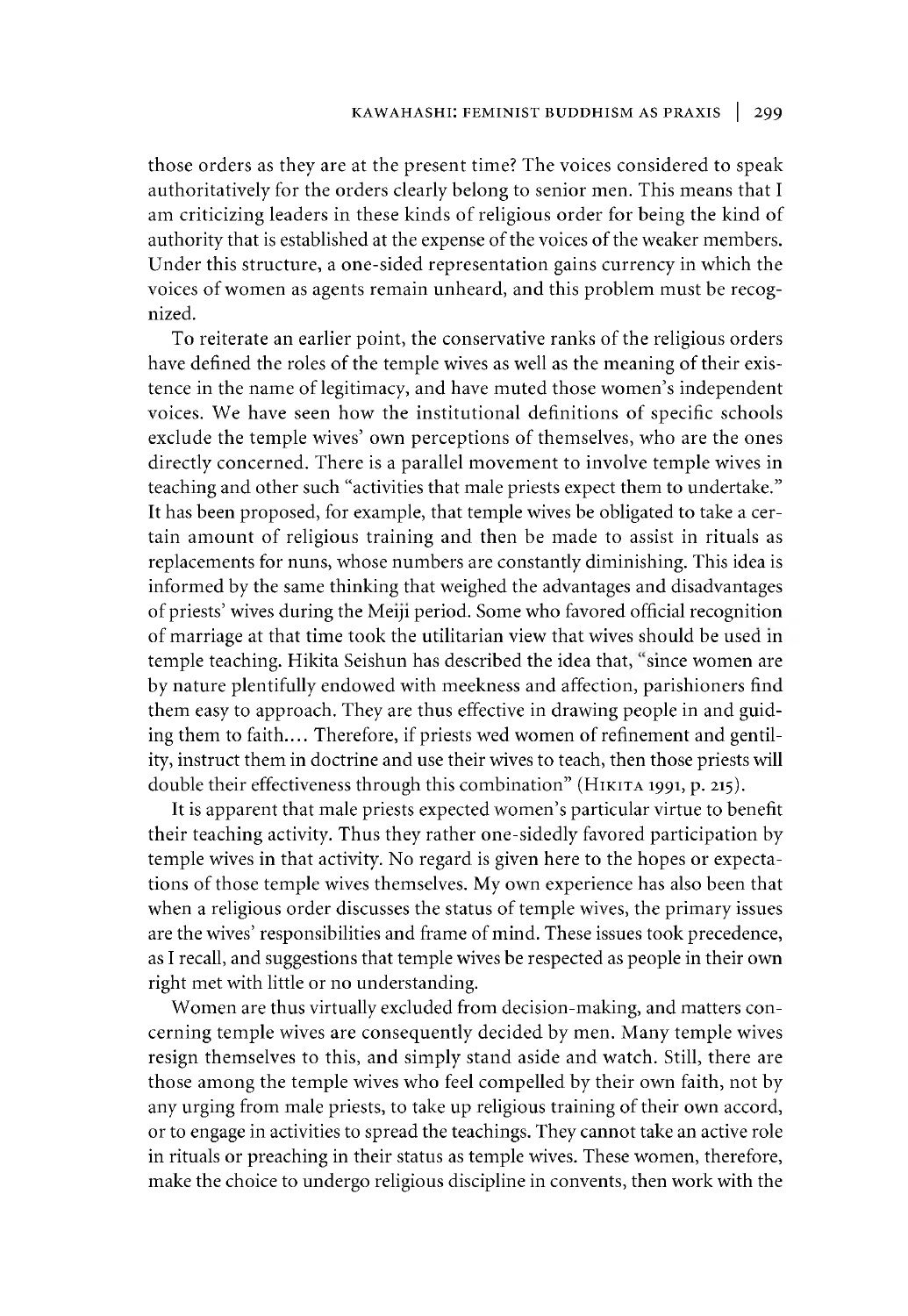those orders as they are at the present time? The voices considered to speak authoritatively for the orders clearly belong to senior men. This means that I am criticizing leaders in these kinds of religious order for being the kind of authority that is established at the expense of the voices of the weaker members. Under this structure, a one-sided representation gains currency in which the voices of women as agents remain unheard, and this problem must be recognized.

To reiterate an earlier point, the conservative ranks of the religious orders have defined the roles of the temple wives as well as the meaning of their existence in the name of legitimacy, and have muted those women's independent voices. We have seen how the institutional definitions of specific schools exclude the temple wives' own perceptions of themselves, who are the ones directly concerned. There is a parallel movement to involve temple wives in teaching and other such "activities that male priests expect them to undertake." It has been proposed, for example, that temple wives be obligated to take a certain amount of religious training and then be made to assist in rituals as replacements for nuns, whose numbers are constantly diminishing. This idea is informed by the same thinking that weighed the advantages and disadvantages of priests' wives during the Meiji period. Some who favored official recognition of marriage at that time took the utilitarian view that wives should be used in temple teaching. Hikita Seishun has described the idea that, "since women are by nature plentifully endowed with meekness and affection, parishioners find them easy to approach. They are thus effective in drawing people in and guiding them to faith.... Therefore, if priests wed women of refinement and gentility, instruct them in doctrine and use their wives to teach, then those priests will double their effectiveness through this combination" (Hikita 1991, p. 215).

It is apparent that male priests expected women's particular virtue to benefit their teaching activity. Thus they rather one-sidedly favored participation by temple wives in that activity. No regard is given here to the hopes or expectations of those temple wives themselves. My own experience has also been that when a religious order discusses the status of temple wives, the primary issues are the wives' responsibilities and frame of mind. These issues took precedence, as I recall, and suggestions that temple wives be respected as people in their own right met with little or no understanding.

Women are thus virtually excluded from decision-making, and matters concerning temple wives are consequently decided by men. Many temple wives resign themselves to this, and simply stand aside and watch. Still, there are those among the temple wives who feel compelled by their own faith, not by any urging from male priests, to take up religious training of their own accord, or to engage in activities to spread the teachings. They cannot take an active role in rituals or preaching in their status as temple wives. These women, therefore, make the choice to undergo religious discipline in convents, then work with the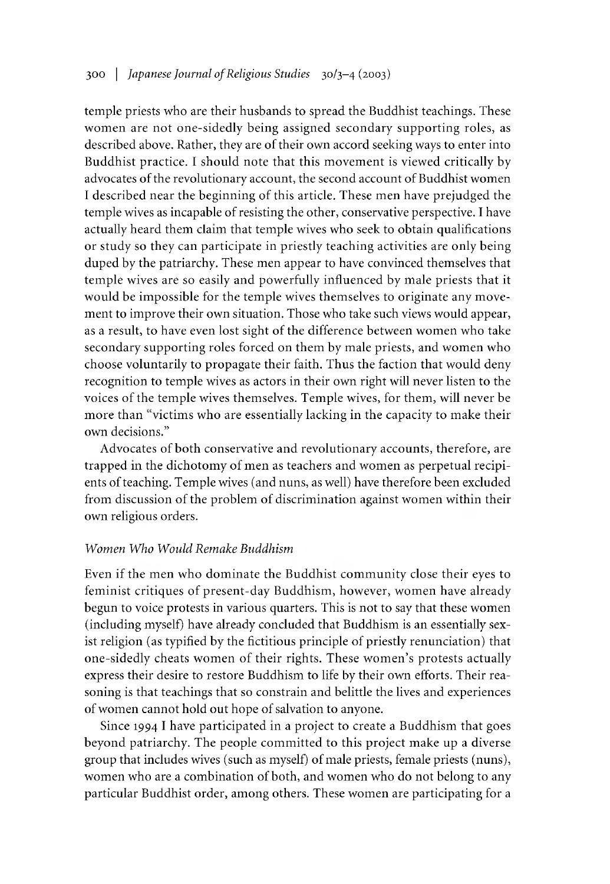temple priests who are their husbands to spread the Buddhist teachings. These women are not one-sidedly being assigned secondary supporting roles, as described above. Rather, they are of their own accord seeking ways to enter into Buddhist practice. I should note that this movement is viewed critically by advocates of the revolutionary account, the second account of Buddhist women I described near the beginning of this article. These men have prejudged the temple wives as incapable of resisting the other, conservative perspective. I have actually heard them claim that temple wives who seek to obtain qualifications or study so they can participate in priestly teaching activities are only being duped by the patriarchy. These men appear to have convinced themselves that temple wives are so easily and powerfully influenced by male priests that it would be impossible for the temple wives themselves to originate any movement to improve their own situation. Those who take such views would appear, as a result, to have even lost sight of the difference between women who take secondary supporting roles forced on them by male priests, and women who choose voluntarily to propagate their faith. Thus the faction that would deny recognition to temple wives as actors in their own right will never listen to the voices of the temple wives themselves. Temple wives, for them, will never be more than "victims who are essentially lacking in the capacity to make their own decisions."

Advocates of both conservative and revolutionary accounts, therefore, are trapped in the dichotomy of men as teachers and women as perpetual recipients of teaching. Temple wives (and nuns, as well) have therefore been excluded from discussion of the problem of discrimination against women within their own religious orders.

### *Women Who Would Remake Buddhism*

Even if the men who dominate the Buddhist community close their eyes to feminist critiques of present-day Buddhism, however, women have already begun to voice protests in various quarters. This is not to say that these women (including myself) have already concluded that Buddhism is an essentially sexist religion (as typified by the fictitious principle of priestly renunciation) that one-sidedly cheats women of their rights. These women's protests actually express their desire to restore Buddhism to life by their own efforts. Their reasoning is that teachings that so constrain and belittle the lives and experiences of women cannot hold out hope of salvation to anyone.

Since 1994 I have participated in a project to create a Buddhism that goes beyond patriarchy. The people committed to this project make up a diverse group that includes wives (such as myself) of male priests, female priests (nuns), women who are a combination of both, and women who do not belong to any particular Buddhist order, among others. These women are participating for a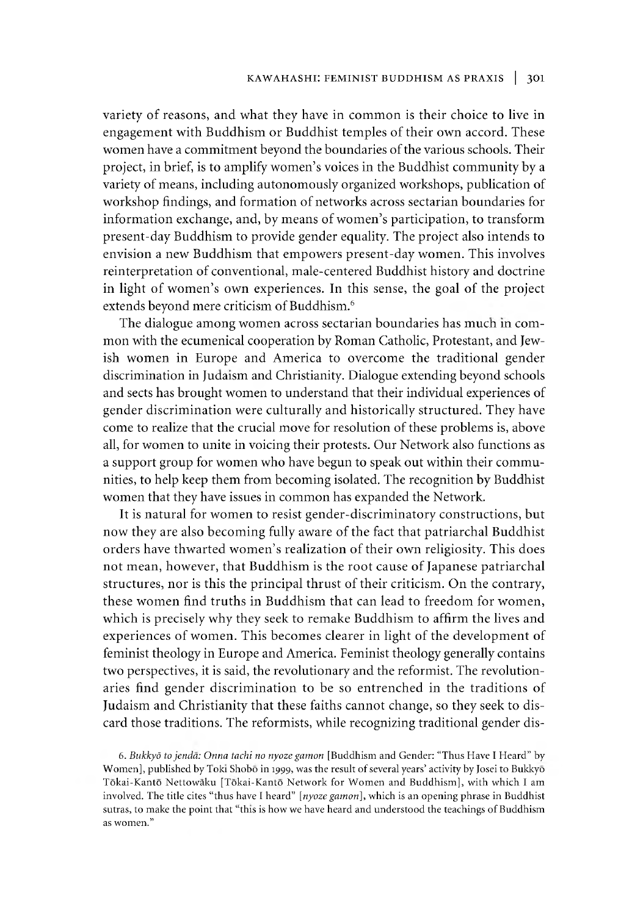variety of reasons, and what they have in common is their choice to live in engagement with Buddhism or Buddhist temples of their own accord. These women have a commitment beyond the boundaries of the various schools. Their project, in brief, is to amplify women's voices in the Buddhist community by a variety of means, including autonomously organized workshops, publication of workshop findings, and formation of networks across sectarian boundaries for information exchange, and, by means of women's participation, to transform present-day Buddhism to provide gender equality. The project also intends to envision a new Buddhism that empowers present-day women. This involves reinterpretation of conventional, male-centered Buddhist history and doctrine in light of women's own experiences. In this sense, the goal of the project extends beyond mere criticism of Buddhism.[6]

The dialogue among women across sectarian boundaries has much in common with the ecumenical cooperation by Roman Catholic, Protestant, and Jewish women in Europe and America to overcome the traditional gender discrimination in Judaism and Christianity. Dialogue extending beyond schools and sects has brought women to understand that their individual experiences of gender discrimination were culturally and historically structured. They have come to realize that the crucial move for resolution of these problems is, above all, for women to unite in voicing their protests. Our Network also functions as a support group for women who have begun to speak out within their communities, to help keep them from becoming isolated. The recognition by Buddhist women that they have issues in common has expanded the Network.

It is natural for women to resist gender-discriminatory constructions, but now they are also becoming fully aware of the fact that patriarchal Buddhist orders have thwarted women's realization of their own religiosity. This does not mean, however, that Buddhism is the root cause of Japanese patriarchal structures, nor is this the principal thrust of their criticism. On the contrary, these women find truths in Buddhism that can lead to freedom for women, which is precisely why they seek to remake Buddhism to affirm the lives and experiences of women. This becomes clearer in light of the development of feminist theology in Europe and America. Feminist theology generally contains two perspectives, it is said, the revolutionary and the reformist. The revolutionaries find gender discrimination to be so entrenched in the traditions of Judaism and Christianity that these faiths cannot change, so they seek to discard those traditions. The reformists, while recognizing traditional gender dis-

6. *Bukkyō to jendā: Onna tachi no nyoze gamon* [Buddhism and Gender: "Thus Have I Heard" by Women], published by Toki Shobō in 1999, was the result of several years' activity by Josei to Bukkyō Tōkai-Kantō Nettowāku [Tōkai-Kantō Network for Women and Buddhism], with which I am involved. The title cites "thus have I heard" [*nyoze gamon*], which is an opening phrase in Buddhist sutras, to make the point that "this is how we have heard and understood the teachings of Buddhism as women."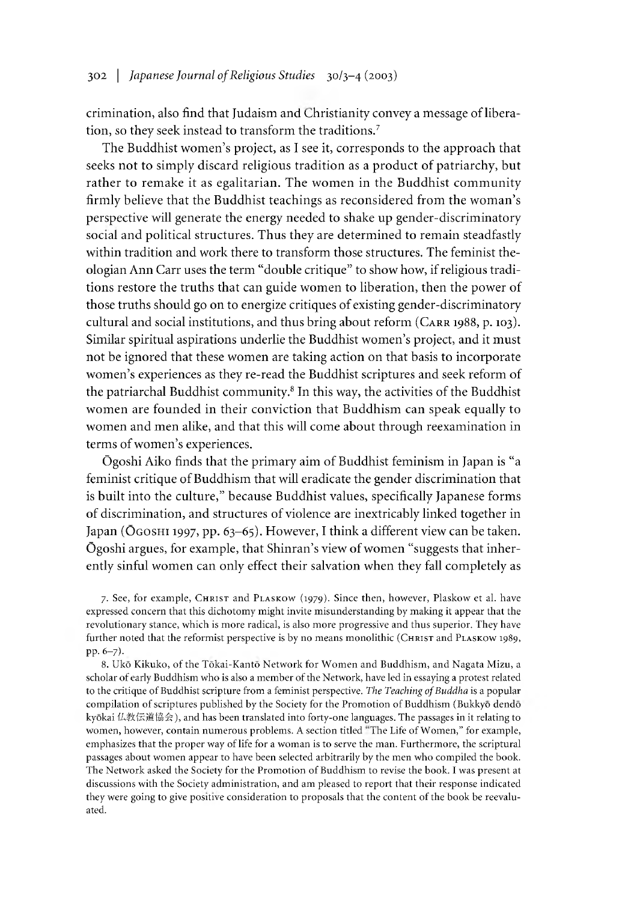crimination, also find that Judaism and Christianity convey a message of liberation, so they seek instead to transform the traditions.[7]

The Buddhist women's project, as I see it, corresponds to the approach that seeks not to simply discard religious tradition as a product of patriarchy, but rather to remake it as egalitarian. The women in the Buddhist community firmly believe that the Buddhist teachings as reconsidered from the woman's perspective will generate the energy needed to shake up gender-discriminatory social and political structures. Thus they are determined to remain steadfastly within tradition and work there to transform those structures. The feminist theologian Ann Carr uses the term "double critique" to show how, if religious traditions restore the truths that can guide women to liberation, then the power of those truths should go on to energize critiques of existing gender-discriminatory cultural and social institutions, and thus bring about reform (CARR 1988, p. 103). Similar spiritual aspirations underlie the Buddhist women's project, and it must not be ignored that these women are taking action on that basis to incorporate women's experiences as they re-read the Buddhist scriptures and seek reform of the patriarchal Buddhist community.[8] In this way, the activities of the Buddhist women are founded in their conviction that Buddhism can speak equally to women and men alike, and that this will come about through reexamination in terms of women's experiences.

Ōgoshi Aiko finds that the primary aim of Buddhist feminism in Japan is "a feminist critique of Buddhism that will eradicate the gender discrimination that is built into the culture," because Buddhist values, specifically Japanese forms of discrimination, and structures of violence are inextricably linked together in Japan (ŌGOSHI 1997, pp. 63–65). However, I think a different view can be taken. Ōgoshi argues, for example, that Shinran's view of women "suggests that inherently sinful women can only effect their salvation when they fall completely as

7. See, for example, CHRIST and PLASKOW (1979). Since then, however, Plaskow et al. have expressed concern that this dichotomy might invite misunderstanding by making it appear that the revolutionary stance, which is more radical, is also more progressive and thus superior. They have further noted that the reformist perspective is by no means monolithic (CHRIST and PLASKOW 1989, pp. 6–7).

8. Ukō Kikuko, of the Tōkai-Kantō Network for Women and Buddhism, and Nagata Mizu, a scholar of early Buddhism who is also a member of the Network, have led in essaying a protest related to the critique of Buddhist scripture from a feminist perspective. *The Teaching of Buddha* is a popular compilation of scriptures published by the Society for the Promotion of Buddhism (Bukkyō dendō kyōkai 仏教伝道協会), and has been translated into forty-one languages. The passages in it relating to women, however, contain numerous problems. A section titled "The Life of Women," for example, emphasizes that the proper way of life for a woman is to serve the man. Furthermore, the scriptural passages about women appear to have been selected arbitrarily by the men who compiled the book. The Network asked the Society for the Promotion of Buddhism to revise the book. I was present at discussions with the Society administration, and am pleased to report that their response indicated they were going to give positive consideration to proposals that the content of the book be reevaluated.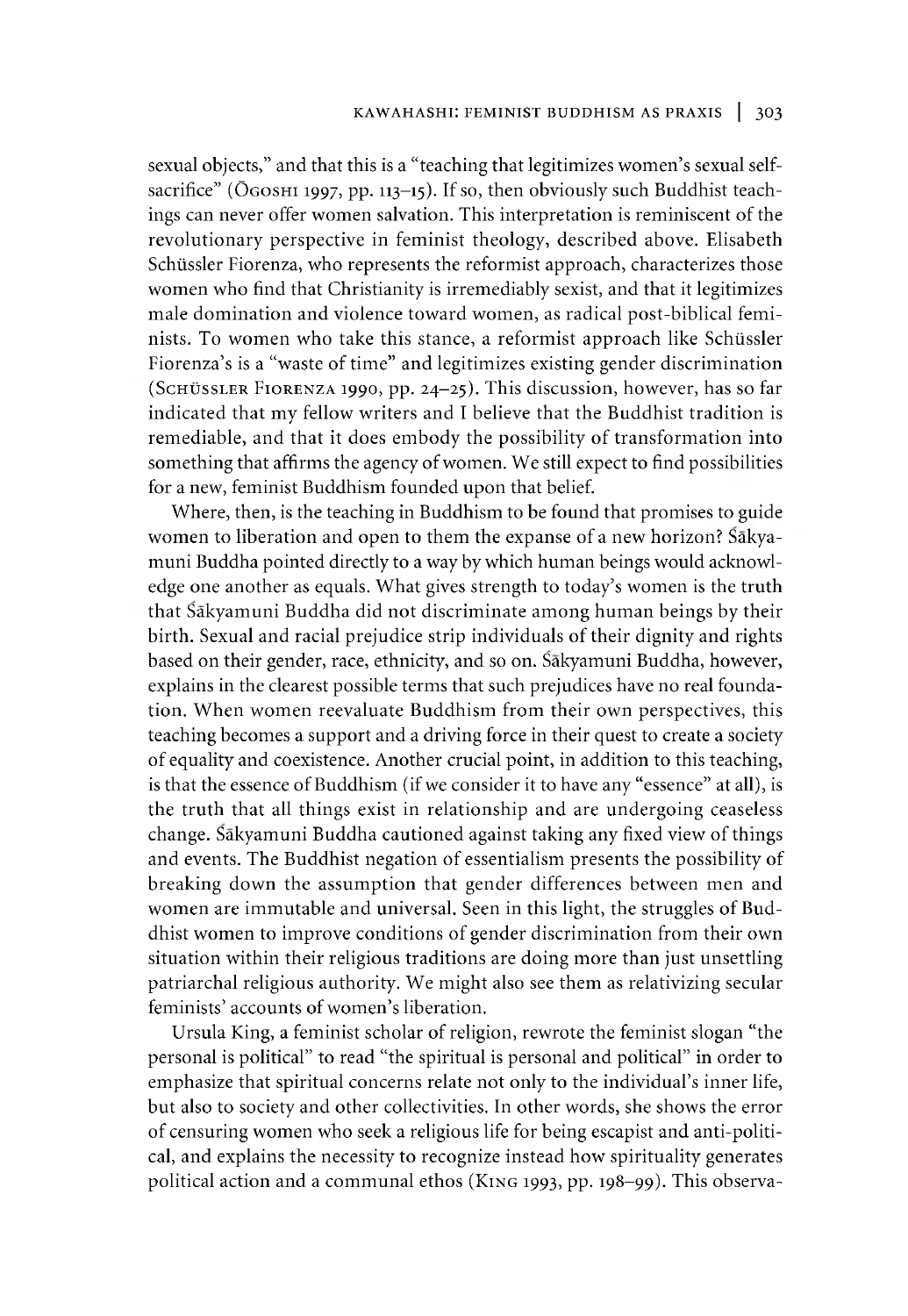sexual objects," and that this is a "teaching that legitimizes women's sexual self-sacrifice" (Ōgoshi 1997, pp. 113–15). If so, then obviously such Buddhist teachings can never offer women salvation. This interpretation is reminiscent of the revolutionary perspective in feminist theology, described above. Elisabeth Schüssler Fiorenza, who represents the reformist approach, characterizes those women who find that Christianity is irremediably sexist, and that it legitimizes male domination and violence toward women, as radical post-biblical feminists. To women who take this stance, a reformist approach like Schüssler Fiorenza's is a "waste of time" and legitimizes existing gender discrimination (Schüssler Fiorenza 1990, pp. 24–25). This discussion, however, has so far indicated that my fellow writers and I believe that the Buddhist tradition is remediable, and that it does embody the possibility of transformation into something that affirms the agency of women. We still expect to find possibilities for a new, feminist Buddhism founded upon that belief.

Where, then, is the teaching in Buddhism to be found that promises to guide women to liberation and open to them the expanse of a new horizon? Śākyamuni Buddha pointed directly to a way by which human beings would acknowledge one another as equals. What gives strength to today's women is the truth that Śākyamuni Buddha did not discriminate among human beings by their birth. Sexual and racial prejudice strip individuals of their dignity and rights based on their gender, race, ethnicity, and so on. Śākyamuni Buddha, however, explains in the clearest possible terms that such prejudices have no real foundation. When women reevaluate Buddhism from their own perspectives, this teaching becomes a support and a driving force in their quest to create a society of equality and coexistence. Another crucial point, in addition to this teaching, is that the essence of Buddhism (if we consider it to have any "essence" at all), is the truth that all things exist in relationship and are undergoing ceaseless change. Śākyamuni Buddha cautioned against taking any fixed view of things and events. The Buddhist negation of essentialism presents the possibility of breaking down the assumption that gender differences between men and women are immutable and universal. Seen in this light, the struggles of Buddhist women to improve conditions of gender discrimination from their own situation within their religious traditions are doing more than just unsettling patriarchal religious authority. We might also see them as relativizing secular feminists' accounts of women's liberation.

Ursula King, a feminist scholar of religion, rewrote the feminist slogan "the personal is political" to read "the spiritual is personal and political" in order to emphasize that spiritual concerns relate not only to the individual's inner life, but also to society and other collectivities. In other words, she shows the error of censuring women who seek a religious life for being escapist and anti-political, and explains the necessity to recognize instead how spirituality generates political action and a communal ethos (King 1993, pp. 198–99). This observa-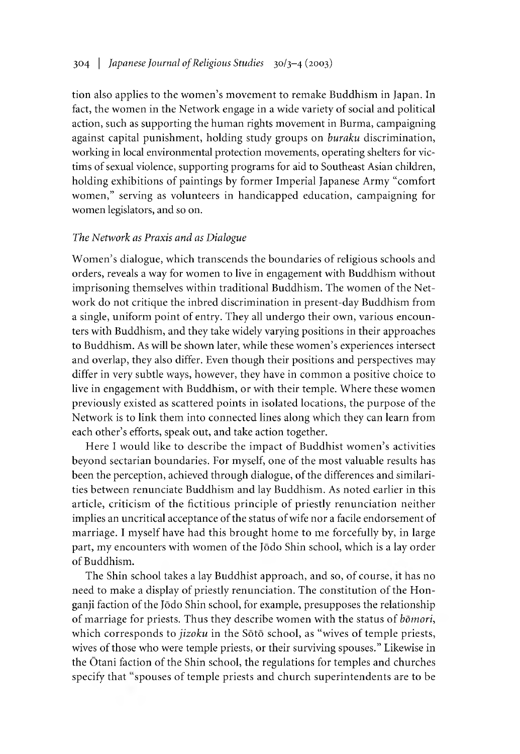tion also applies to the women's movement to remake Buddhism in Japan. In fact, the women in the Network engage in a wide variety of social and political action, such as supporting the human rights movement in Burma, campaigning against capital punishment, holding study groups on *buraku* discrimination, working in local environmental protection movements, operating shelters for victims of sexual violence, supporting programs for aid to Southeast Asian children, holding exhibitions of paintings by former Imperial Japanese Army "comfort women," serving as volunteers in handicapped education, campaigning for women legislators, and so on.

### *The Network as Praxis and as Dialogue*

Women's dialogue, which transcends the boundaries of religious schools and orders, reveals a way for women to live in engagement with Buddhism without imprisoning themselves within traditional Buddhism. The women of the Network do not critique the inbred discrimination in present-day Buddhism from a single, uniform point of entry. They all undergo their own, various encounters with Buddhism, and they take widely varying positions in their approaches to Buddhism. As will be shown later, while these women's experiences intersect and overlap, they also differ. Even though their positions and perspectives may differ in very subtle ways, however, they have in common a positive choice to live in engagement with Buddhism, or with their temple. Where these women previously existed as scattered points in isolated locations, the purpose of the Network is to link them into connected lines along which they can learn from each other's efforts, speak out, and take action together.

Here I would like to describe the impact of Buddhist women's activities beyond sectarian boundaries. For myself, one of the most valuable results has been the perception, achieved through dialogue, of the differences and similarities between renunciate Buddhism and lay Buddhism. As noted earlier in this article, criticism of the fictitious principle of priestly renunciation neither implies an uncritical acceptance of the status of wife nor a facile endorsement of marriage. I myself have had this brought home to me forcefully by, in large part, my encounters with women of the Jōdo Shin school, which is a lay order of Buddhism.

The Shin school takes a lay Buddhist approach, and so, of course, it has no need to make a display of priestly renunciation. The constitution of the Honganji faction of the Jōdo Shin school, for example, presupposes the relationship of marriage for priests. Thus they describe women with the status of *bōmori*, which corresponds to *jizoku* in the Sōtō school, as "wives of temple priests, wives of those who were temple priests, or their surviving spouses." Likewise in the Ōtani faction of the Shin school, the regulations for temples and churches specify that "spouses of temple priests and church superintendents are to be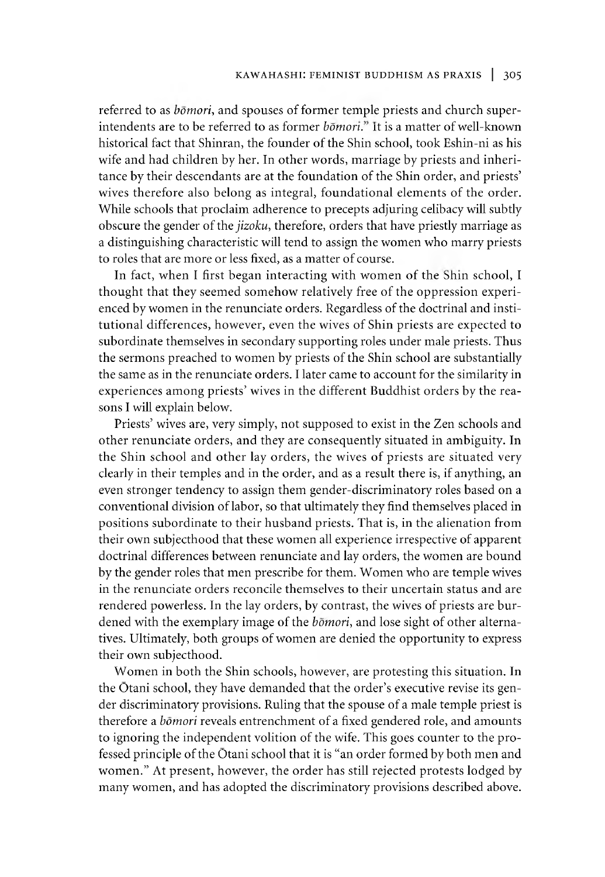referred to as *bōmori*, and spouses of former temple priests and church superintendents are to be referred to as former *bōmori*." It is a matter of well-known historical fact that Shinran, the founder of the Shin school, took Eshin-ni as his wife and had children by her. In other words, marriage by priests and inheritance by their descendants are at the foundation of the Shin order, and priests' wives therefore also belong as integral, foundational elements of the order. While schools that proclaim adherence to precepts adjuring celibacy will subtly obscure the gender of the *jizoku*, therefore, orders that have priestly marriage as a distinguishing characteristic will tend to assign the women who marry priests to roles that are more or less fixed, as a matter of course.

In fact, when I first began interacting with women of the Shin school, I thought that they seemed somehow relatively free of the oppression experienced by women in the renunciate orders. Regardless of the doctrinal and institutional differences, however, even the wives of Shin priests are expected to subordinate themselves in secondary supporting roles under male priests. Thus the sermons preached to women by priests of the Shin school are substantially the same as in the renunciate orders. I later came to account for the similarity in experiences among priests' wives in the different Buddhist orders by the reasons I will explain below.

Priests' wives are, very simply, not supposed to exist in the Zen schools and other renunciate orders, and they are consequently situated in ambiguity. In the Shin school and other lay orders, the wives of priests are situated very clearly in their temples and in the order, and as a result there is, if anything, an even stronger tendency to assign them gender-discriminatory roles based on a conventional division of labor, so that ultimately they find themselves placed in positions subordinate to their husband priests. That is, in the alienation from their own subjecthood that these women all experience irrespective of apparent doctrinal differences between renunciate and lay orders, the women are bound by the gender roles that men prescribe for them. Women who are temple wives in the renunciate orders reconcile themselves to their uncertain status and are rendered powerless. In the lay orders, by contrast, the wives of priests are burdened with the exemplary image of the *bōmori*, and lose sight of other alternatives. Ultimately, both groups of women are denied the opportunity to express their own subjecthood.

Women in both the Shin schools, however, are protesting this situation. In the Ōtani school, they have demanded that the order's executive revise its gender discriminatory provisions. Ruling that the spouse of a male temple priest is therefore a *bōmori* reveals entrenchment of a fixed gendered role, and amounts to ignoring the independent volition of the wife. This goes counter to the professed principle of the Ōtani school that it is "an order formed by both men and women." At present, however, the order has still rejected protests lodged by many women, and has adopted the discriminatory provisions described above.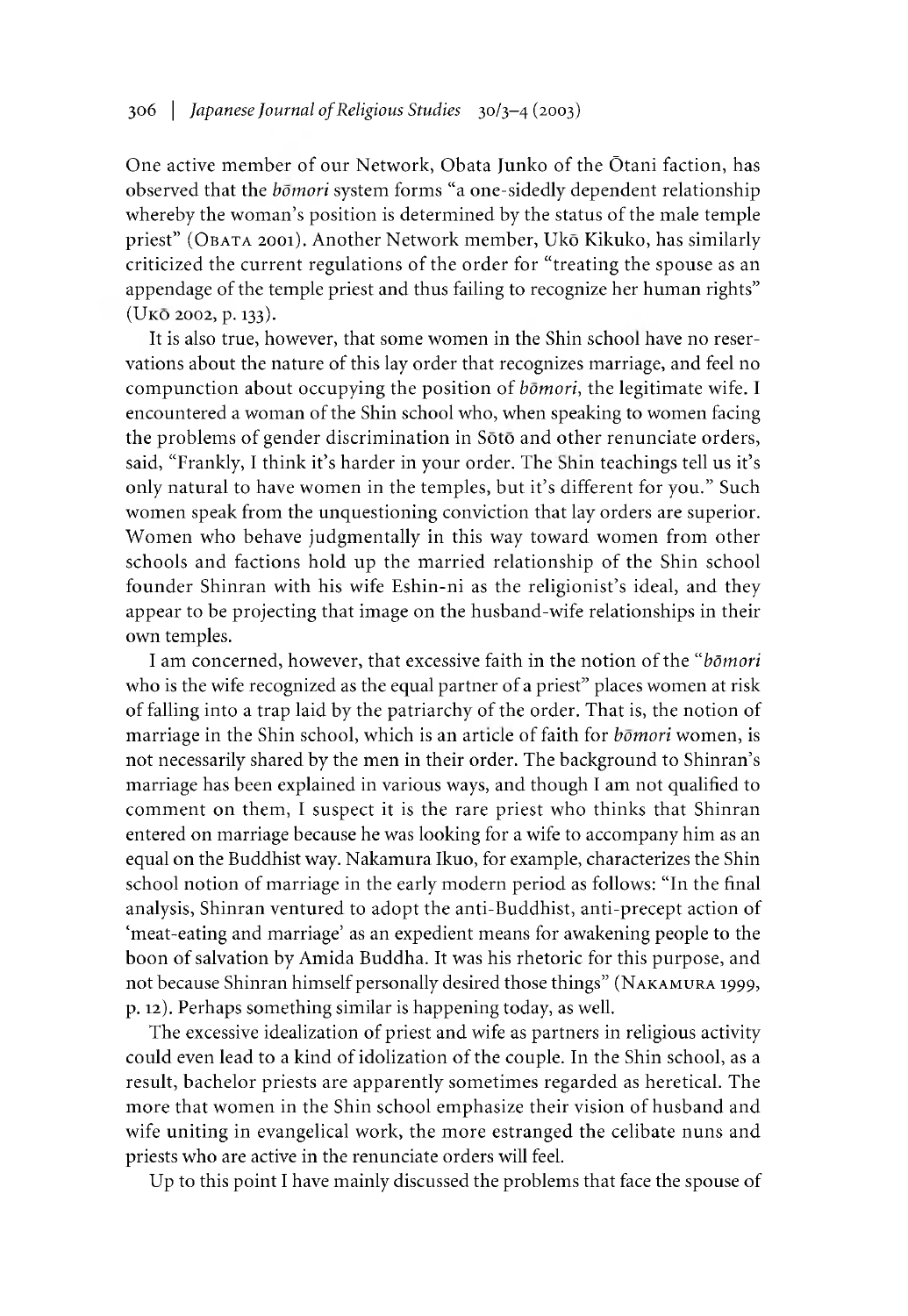One active member of our Network, Obata Junko of the Ōtani faction, has observed that the *bōmori* system forms "a one-sidedly dependent relationship whereby the woman's position is determined by the status of the male temple priest" (OBATA 2001). Another Network member, Ukō Kikuko, has similarly criticized the current regulations of the order for "treating the spouse as an appendage of the temple priest and thus failing to recognize her human rights" (UKŌ 2002, p. 133).

It is also true, however, that some women in the Shin school have no reservations about the nature of this lay order that recognizes marriage, and feel no compunction about occupying the position of *bōmori*, the legitimate wife. I encountered a woman of the Shin school who, when speaking to women facing the problems of gender discrimination in Sōtō and other renunciate orders, said, "Frankly, I think it's harder in your order. The Shin teachings tell us it's only natural to have women in the temples, but it's different for you." Such women speak from the unquestioning conviction that lay orders are superior. Women who behave judgmentally in this way toward women from other schools and factions hold up the married relationship of the Shin school founder Shinran with his wife Eshin-ni as the religionist's ideal, and they appear to be projecting that image on the husband-wife relationships in their own temples.

I am concerned, however, that excessive faith in the notion of the "*bōmori* who is the wife recognized as the equal partner of a priest" places women at risk of falling into a trap laid by the patriarchy of the order. That is, the notion of marriage in the Shin school, which is an article of faith for *bōmori* women, is not necessarily shared by the men in their order. The background to Shinran's marriage has been explained in various ways, and though I am not qualified to comment on them, I suspect it is the rare priest who thinks that Shinran entered on marriage because he was looking for a wife to accompany him as an equal on the Buddhist way. Nakamura Ikuo, for example, characterizes the Shin school notion of marriage in the early modern period as follows: "In the final analysis, Shinran ventured to adopt the anti-Buddhist, anti-precept action of 'meat-eating and marriage' as an expedient means for awakening people to the boon of salvation by Amida Buddha. It was his rhetoric for this purpose, and not because Shinran himself personally desired those things" (NAKAMURA 1999, p. 12). Perhaps something similar is happening today, as well.

The excessive idealization of priest and wife as partners in religious activity could even lead to a kind of idolization of the couple. In the Shin school, as a result, bachelor priests are apparently sometimes regarded as heretical. The more that women in the Shin school emphasize their vision of husband and wife uniting in evangelical work, the more estranged the celibate nuns and priests who are active in the renunciate orders will feel.

Up to this point I have mainly discussed the problems that face the spouse of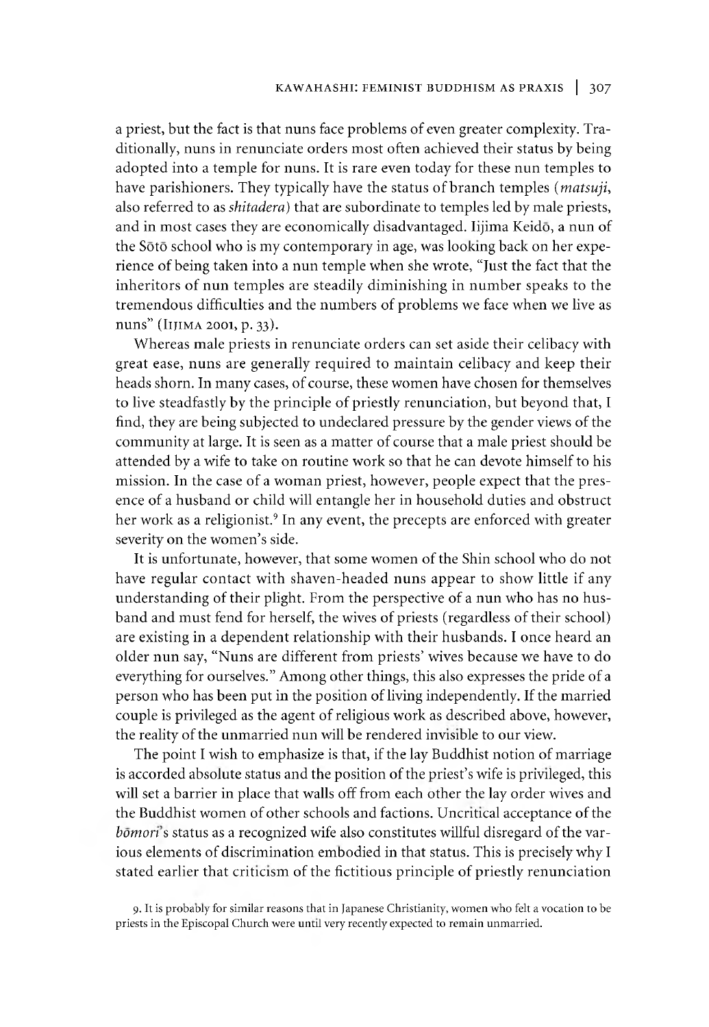a priest, but the fact is that nuns face problems of even greater complexity. Traditionally, nuns in renunciate orders most often achieved their status by being adopted into a temple for nuns. It is rare even today for these nun temples to have parishioners. They typically have the status of branch temples (*matsuji*, also referred to as *shitadera*) that are subordinate to temples led by male priests, and in most cases they are economically disadvantaged. Iijima Keidō, a nun of the Sōtō school who is my contemporary in age, was looking back on her experience of being taken into a nun temple when she wrote, "Just the fact that the inheritors of nun temples are steadily diminishing in number speaks to the tremendous difficulties and the numbers of problems we face when we live as nuns" (Iijima 2001, p. 33).

Whereas male priests in renunciate orders can set aside their celibacy with great ease, nuns are generally required to maintain celibacy and keep their heads shorn. In many cases, of course, these women have chosen for themselves to live steadfastly by the principle of priestly renunciation, but beyond that, I find, they are being subjected to undeclared pressure by the gender views of the community at large. It is seen as a matter of course that a male priest should be attended by a wife to take on routine work so that he can devote himself to his mission. In the case of a woman priest, however, people expect that the presence of a husband or child will entangle her in household duties and obstruct her work as a religionist.[9] In any event, the precepts are enforced with greater severity on the women's side.

It is unfortunate, however, that some women of the Shin school who do not have regular contact with shaven-headed nuns appear to show little if any understanding of their plight. From the perspective of a nun who has no husband and must fend for herself, the wives of priests (regardless of their school) are existing in a dependent relationship with their husbands. I once heard an older nun say, "Nuns are different from priests' wives because we have to do everything for ourselves." Among other things, this also expresses the pride of a person who has been put in the position of living independently. If the married couple is privileged as the agent of religious work as described above, however, the reality of the unmarried nun will be rendered invisible to our view.

The point I wish to emphasize is that, if the lay Buddhist notion of marriage is accorded absolute status and the position of the priest's wife is privileged, this will set a barrier in place that walls off from each other the lay order wives and the Buddhist women of other schools and factions. Uncritical acceptance of the *bōmori*'s status as a recognized wife also constitutes willful disregard of the various elements of discrimination embodied in that status. This is precisely why I stated earlier that criticism of the fictitious principle of priestly renunciation

9. It is probably for similar reasons that in Japanese Christianity, women who felt a vocation to be priests in the Episcopal Church were until very recently expected to remain unmarried.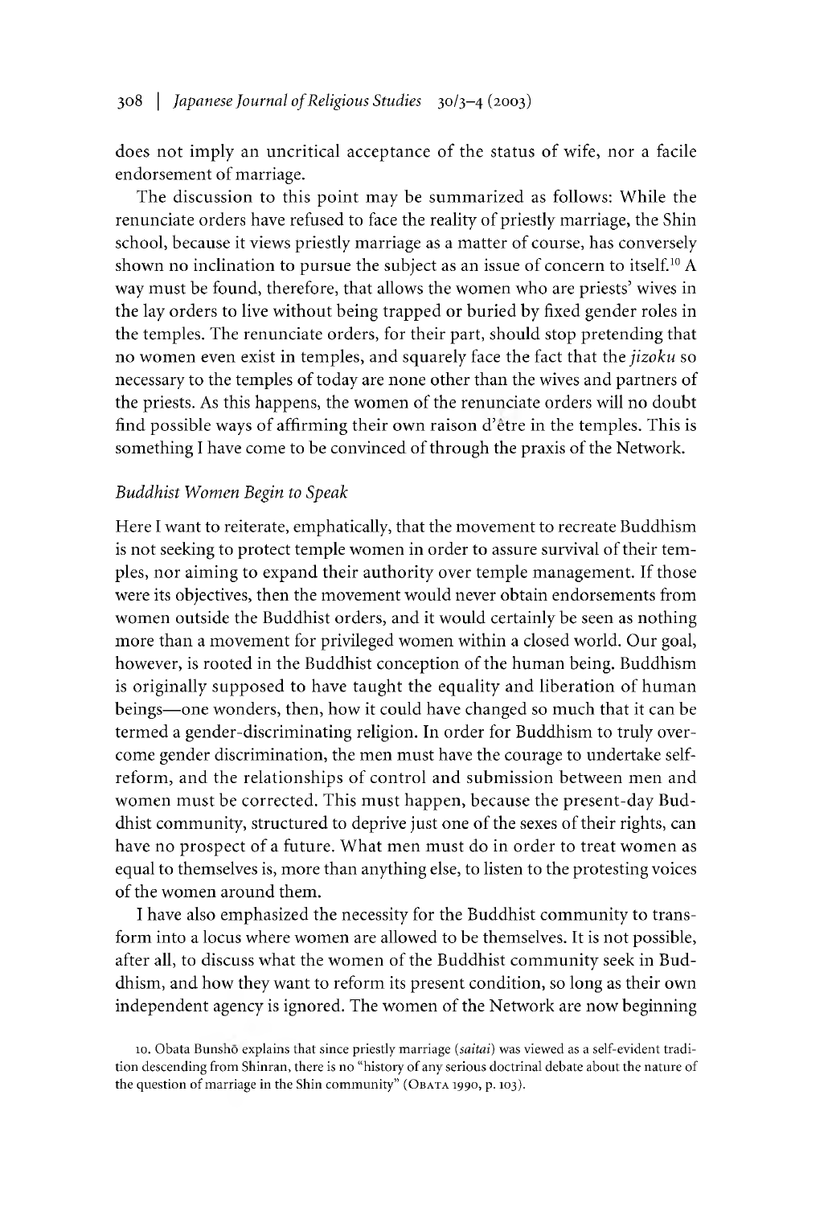does not imply an uncritical acceptance of the status of wife, nor a facile endorsement of marriage.

The discussion to this point may be summarized as follows: While the renunciate orders have refused to face the reality of priestly marriage, the Shin school, because it views priestly marriage as a matter of course, has conversely shown no inclination to pursue the subject as an issue of concern to itself.[10] A way must be found, therefore, that allows the women who are priests' wives in the lay orders to live without being trapped or buried by fixed gender roles in the temples. The renunciate orders, for their part, should stop pretending that no women even exist in temples, and squarely face the fact that the *jizoku* so necessary to the temples of today are none other than the wives and partners of the priests. As this happens, the women of the renunciate orders will no doubt find possible ways of affirming their own raison d'être in the temples. This is something I have come to be convinced of through the praxis of the Network.

### *Buddhist Women Begin to Speak*

Here I want to reiterate, emphatically, that the movement to recreate Buddhism is not seeking to protect temple women in order to assure survival of their temples, nor aiming to expand their authority over temple management. If those were its objectives, then the movement would never obtain endorsements from women outside the Buddhist orders, and it would certainly be seen as nothing more than a movement for privileged women within a closed world. Our goal, however, is rooted in the Buddhist conception of the human being. Buddhism is originally supposed to have taught the equality and liberation of human beings—one wonders, then, how it could have changed so much that it can be termed a gender-discriminating religion. In order for Buddhism to truly overcome gender discrimination, the men must have the courage to undertake self-reform, and the relationships of control and submission between men and women must be corrected. This must happen, because the present-day Buddhist community, structured to deprive just one of the sexes of their rights, can have no prospect of a future. What men must do in order to treat women as equal to themselves is, more than anything else, to listen to the protesting voices of the women around them.

I have also emphasized the necessity for the Buddhist community to transform into a locus where women are allowed to be themselves. It is not possible, after all, to discuss what the women of the Buddhist community seek in Buddhism, and how they want to reform its present condition, so long as their own independent agency is ignored. The women of the Network are now beginning

10. Obata Bunshō explains that since priestly marriage (*saitai*) was viewed as a self-evident tradition descending from Shinran, there is no "history of any serious doctrinal debate about the nature of the question of marriage in the Shin community" (Obata 1990, p. 103).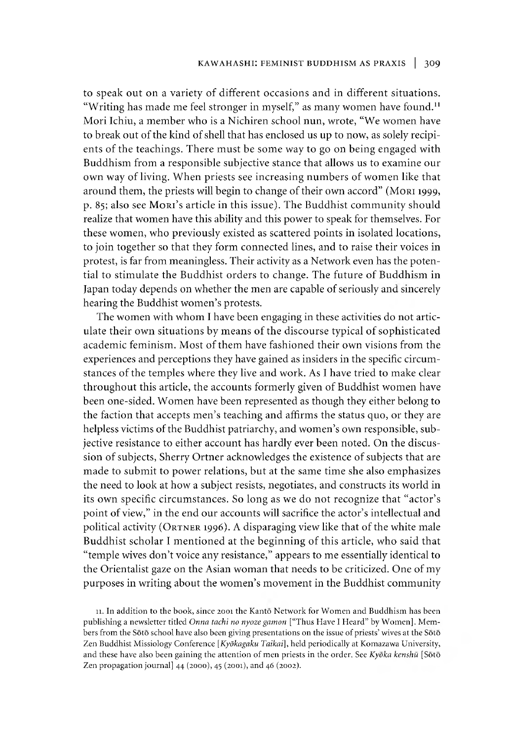to speak out on a variety of different occasions and in different situations. "Writing has made me feel stronger in myself," as many women have found.[11] Mori Ichiu, a member who is a Nichiren school nun, wrote, "We women have to break out of the kind of shell that has enclosed us up to now, as solely recipients of the teachings. There must be some way to go on being engaged with Buddhism from a responsible subjective stance that allows us to examine our own way of living. When priests see increasing numbers of women like that around them, the priests will begin to change of their own accord" (MORI 1999, p. 85; also see MORI's article in this issue). The Buddhist community should realize that women have this ability and this power to speak for themselves. For these women, who previously existed as scattered points in isolated locations, to join together so that they form connected lines, and to raise their voices in protest, is far from meaningless. Their activity as a Network even has the potential to stimulate the Buddhist orders to change. The future of Buddhism in Japan today depends on whether the men are capable of seriously and sincerely hearing the Buddhist women's protests.

The women with whom I have been engaging in these activities do not articulate their own situations by means of the discourse typical of sophisticated academic feminism. Most of them have fashioned their own visions from the experiences and perceptions they have gained as insiders in the specific circumstances of the temples where they live and work. As I have tried to make clear throughout this article, the accounts formerly given of Buddhist women have been one-sided. Women have been represented as though they either belong to the faction that accepts men's teaching and affirms the status quo, or they are helpless victims of the Buddhist patriarchy, and women's own responsible, subjective resistance to either account has hardly ever been noted. On the discussion of subjects, Sherry Ortner acknowledges the existence of subjects that are made to submit to power relations, but at the same time she also emphasizes the need to look at how a subject resists, negotiates, and constructs its world in its own specific circumstances. So long as we do not recognize that "actor's point of view," in the end our accounts will sacrifice the actor's intellectual and political activity (ORTNER 1996). A disparaging view like that of the white male Buddhist scholar I mentioned at the beginning of this article, who said that "temple wives don't voice any resistance," appears to me essentially identical to the Orientalist gaze on the Asian woman that needs to be criticized. One of my purposes in writing about the women's movement in the Buddhist community

11. In addition to the book, since 2001 the Kantō Network for Women and Buddhism has been publishing a newsletter titled *Onna tachi no nyoze gamon* ["Thus Have I Heard" by Women]. Members from the Sōtō school have also been giving presentations on the issue of priests' wives at the Sōtō Zen Buddhist Missiology Conference [*Kyōkagaku Taikai*], held periodically at Komazawa University, and these have also been gaining the attention of men priests in the order. See *Kyōka kenshū* [Sōtō Zen propagation journal] 44 (2000), 45 (2001), and 46 (2002).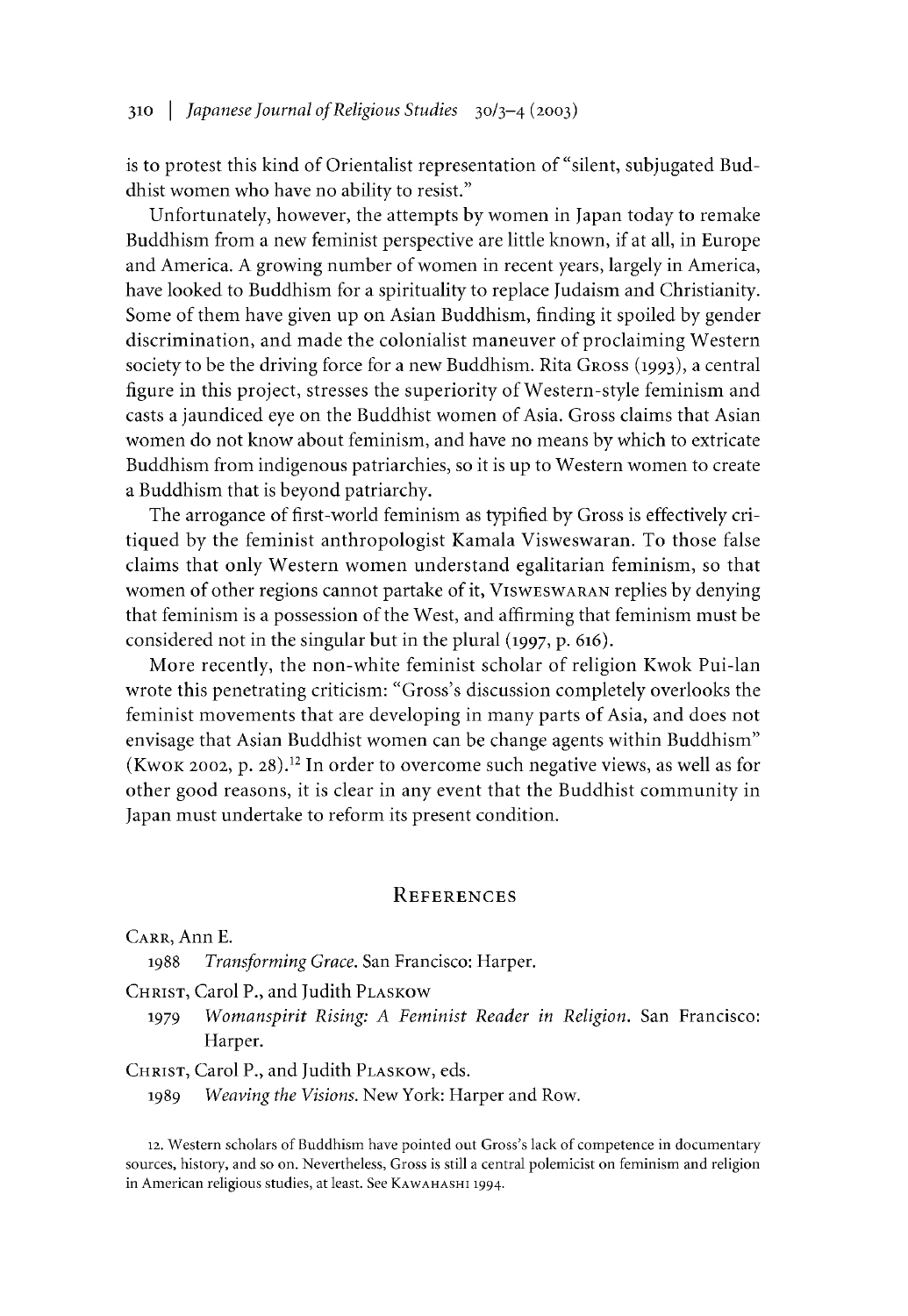is to protest this kind of Orientalist representation of "silent, subjugated Buddhist women who have no ability to resist."

Unfortunately, however, the attempts by women in Japan today to remake Buddhism from a new feminist perspective are little known, if at all, in Europe and America. A growing number of women in recent years, largely in America, have looked to Buddhism for a spirituality to replace Judaism and Christianity. Some of them have given up on Asian Buddhism, finding it spoiled by gender discrimination, and made the colonialist maneuver of proclaiming Western society to be the driving force for a new Buddhism. Rita GROSS (1993), a central figure in this project, stresses the superiority of Western-style feminism and casts a jaundiced eye on the Buddhist women of Asia. Gross claims that Asian women do not know about feminism, and have no means by which to extricate Buddhism from indigenous patriarchies, so it is up to Western women to create a Buddhism that is beyond patriarchy.

The arrogance of first-world feminism as typified by Gross is effectively critiqued by the feminist anthropologist Kamala Visweswaran. To those false claims that only Western women understand egalitarian feminism, so that women of other regions cannot partake of it, VISWESWARAN replies by denying that feminism is a possession of the West, and affirming that feminism must be considered not in the singular but in the plural (1997, p. 616).

More recently, the non-white feminist scholar of religion Kwok Pui-lan wrote this penetrating criticism: "Gross's discussion completely overlooks the feminist movements that are developing in many parts of Asia, and does not envisage that Asian Buddhist women can be change agents within Buddhism" (KWOK 2002, p. 28).[12] In order to overcome such negative views, as well as for other good reasons, it is clear in any event that the Buddhist community in Japan must undertake to reform its present condition.

## REFERENCES

CARR, Ann E.

1988 *Transforming Grace*. San Francisco: Harper.

CHRIST, Carol P., and Judith PLASKOW

1979 *Womanspirit Rising: A Feminist Reader in Religion*. San Francisco: Harper.

CHRIST, Carol P., and Judith PLASKOW, eds.

1989 *Weaving the Visions*. New York: Harper and Row.

12. Western scholars of Buddhism have pointed out Gross's lack of competence in documentary sources, history, and so on. Nevertheless, Gross is still a central polemicist on feminism and religion in American religious studies, at least. See KAWAHASHI 1994.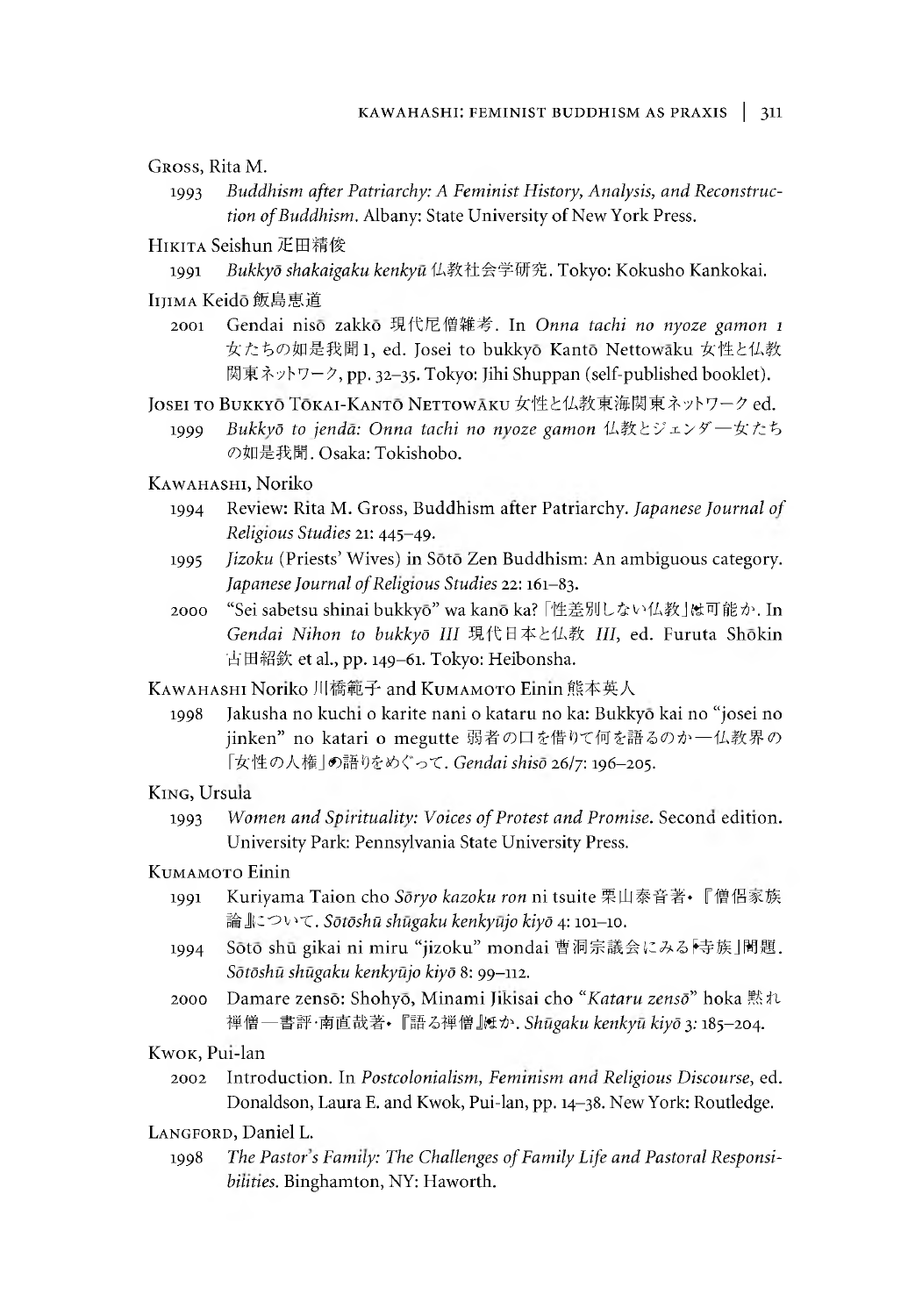Gross, Rita M.

1993 *Buddhism after Patriarchy: A Feminist History, Analysis, and Reconstruction of Buddhism*. Albany: State University of New York Press.

Hikita Seishun 疋田精俊

1991 *Bukkyō shakaigaku kenkyū* 仏教社会学研究. Tokyo: Kokusho Kankokai.

Iijima Keidō 飯島恵道

2001 Gendai nisō zakkō 現代尼僧雑考. In *Onna tachi no nyoze gamon 1* 女たちの如是我聞1, ed. Josei to bukkyō Kantō Nettowāku 女性と仏教関東ネットワーク, pp. 32–35. Tokyo: Jihi Shuppan (self-published booklet).

Josei to Bukkyō Tōkai-Kantō Nettowāku 女性と仏教東海関東ネットワーク ed.

1999 *Bukkyō to jendā: Onna tachi no nyoze gamon* 仏教とジェンダー—女たちの如是我聞. Osaka: Tokishobo.

Kawahashi, Noriko

1994 Review: Rita M. Gross, Buddhism after Patriarchy. *Japanese Journal of Religious Studies* 21: 445–49.

1995 *Jizoku* (Priests' Wives) in Sōtō Zen Buddhism: An ambiguous category. *Japanese Journal of Religious Studies* 22: 161–83.

2000 "Sei sabetsu shinai bukkyō" wa kanō ka? 「性差別しない仏教」は可能か. In *Gendai Nihon to bukkyō III* 現代日本と仏教 III, ed. Furuta Shōkin 古田紹欽 et al., pp. 149–61. Tokyo: Heibonsha.

Kawahashi Noriko 川橋範子 and Kumamoto Einin 熊本英人

1998 Jakusha no kuchi o karite nani o kataru no ka: Bukkyō kai no "josei no jinken" no katari o megutte 弱者の口を借りて何を語るのか—仏教界の「女性の人権」の語りをめぐって. *Gendai shisō* 26/7: 196–205.

King, Ursula

1993 *Women and Spirituality: Voices of Protest and Promise*. Second edition. University Park: Pennsylvania State University Press.

Kumamoto Einin

1991 Kuriyama Taion cho *Sōryo kazoku ron* ni tsuite 栗山泰音著・『僧侶家族論』について. *Sōtōshū shūgaku kenkyūjo kiyō* 4: 101–10.

1994 Sōtō shū gikai ni miru "jizoku" mondai 曹洞宗議会にみる「寺族」問題. *Sōtōshū shūgaku kenkyūjo kiyō* 8: 99–112.

2000 Damare zensō: Shohyō, Minami Jikisai cho "*Kataru zensō*" hoka 黙れ禅僧—書評・南直哉著・『語る禅僧』ほか. *Shūgaku kenkyū kiyō* 3: 185–204.

Kwok, Pui-lan

2002 Introduction. In *Postcolonialism, Feminism and Religious Discourse*, ed. Donaldson, Laura E. and Kwok, Pui-lan, pp. 14–38. New York: Routledge.

Langford, Daniel L.

1998 *The Pastor's Family: The Challenges of Family Life and Pastoral Responsibilities*. Binghamton, NY: Haworth.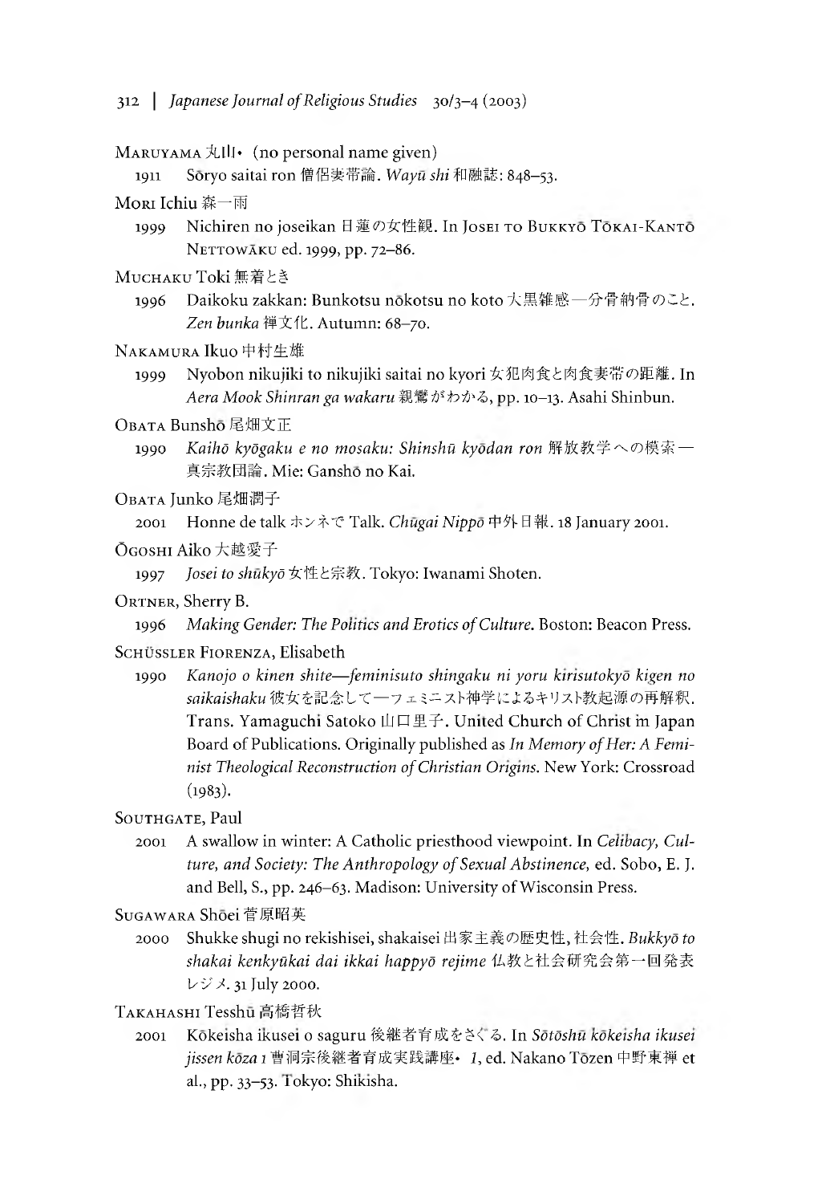MARUYAMA 丸山• (no personal name given)

1911 Sōryo saitai ron 僧侶妻帯論. *Wayū shi* 和融誌: 848–53.

MORI Ichiu 森一雨

1999 Nichiren no joseikan 日蓮の女性観. In JOSEI TO BUKKYŌ TŌKAI-KANTŌ NETTOWĀKU ed. 1999, pp. 72–86.

MUCHAKU Toki 無着とき

1996 Daikoku zakkan: Bunkotsu nōkotsu no koto 大黒雑感—分骨納骨のこと. *Zen bunka* 禅文化. Autumn: 68–70.

NAKAMURA Ikuo 中村生雄

1999 Nyobon nikujiki to nikujiki saitai no kyori 女犯肉食と肉食妻帯の距離. In *Aera Mook Shinran ga wakaru* 親鸞がわかる, pp. 10–13. Asahi Shinbun.

OBATA Bunshō 尾畑文正

1990 *Kaihō kyōgaku e no mosaku: Shinshū kyōdan ron* 解放教学への模索—真宗教団論. Mie: Ganshō no Kai.

OBATA Junko 尾畑潤子

2001 Honne de talk ホンネで Talk. *Chūgai Nippō* 中外日報. 18 January 2001.

ŌGOSHI Aiko 大越愛子

1997 *Josei to shūkyō* 女性と宗教. Tokyo: Iwanami Shoten.

ORTNER, Sherry B.

1996 *Making Gender: The Politics and Erotics of Culture*. Boston: Beacon Press.

SCHÜSSLER FIORENZA, Elisabeth

1990 *Kanojo o kinen shite—feminisuto shingaku ni yoru kirisutokyō kigen no saikaishaku* 彼女を記念して—フェミニスト神学によるキリスト教起源の再解釈. Trans. Yamaguchi Satoko 山口里子. United Church of Christ in Japan Board of Publications. Originally published as *In Memory of Her: A Feminist Theological Reconstruction of Christian Origins*. New York: Crossroad (1983).

SOUTHGATE, Paul

2001 A swallow in winter: A Catholic priesthood viewpoint. In *Celibacy, Culture, and Society: The Anthropology of Sexual Abstinence*, ed. Sobo, E. J. and Bell, S., pp. 246–63. Madison: University of Wisconsin Press.

SUGAWARA Shōei 菅原昭英

2000 Shukke shugi no rekishisei, shakaisei 出家主義の歴史性, 社会性. *Bukkyō to shakai kenkyūkai dai ikkai happyō rejime* 仏教と社会研究会第一回発表レジメ. 31 July 2000.

TAKAHASHI Tesshū 高橋哲秋

2001 Kōkeisha ikusei o saguru 後継者育成をさぐる. In *Sōtōshū kōkeisha ikusei jissen kōza 1* 曹洞宗後継者育成実践講座• *1*, ed. Nakano Tōzen 中野東禅 et al., pp. 33–53. Tokyo: Shikisha.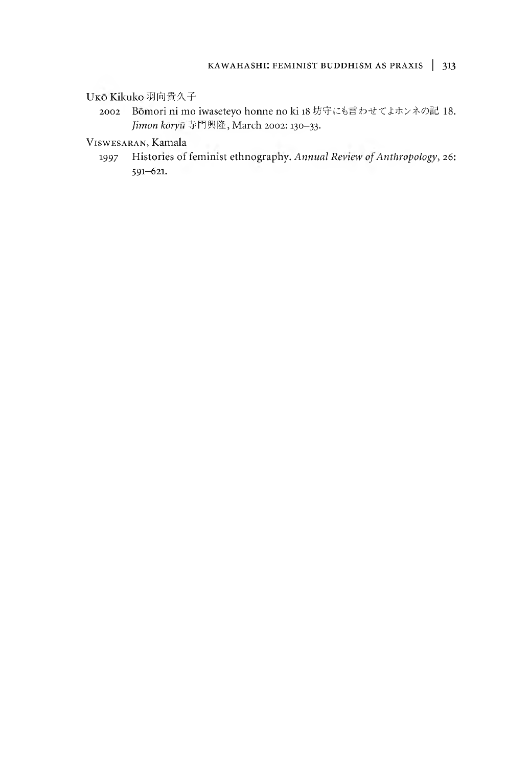Ukō Kikuko 羽向貴久子

2002 Bōmori ni mo iwaseteyo honne no ki 18 坊守にも言わせてよホンネの記 18. *Jimon kōryū* 寺門興隆, March 2002: 130–33.

Viswesaran, Kamala

1997 Histories of feminist ethnography. *Annual Review of Anthropology*, 26: 591–621.